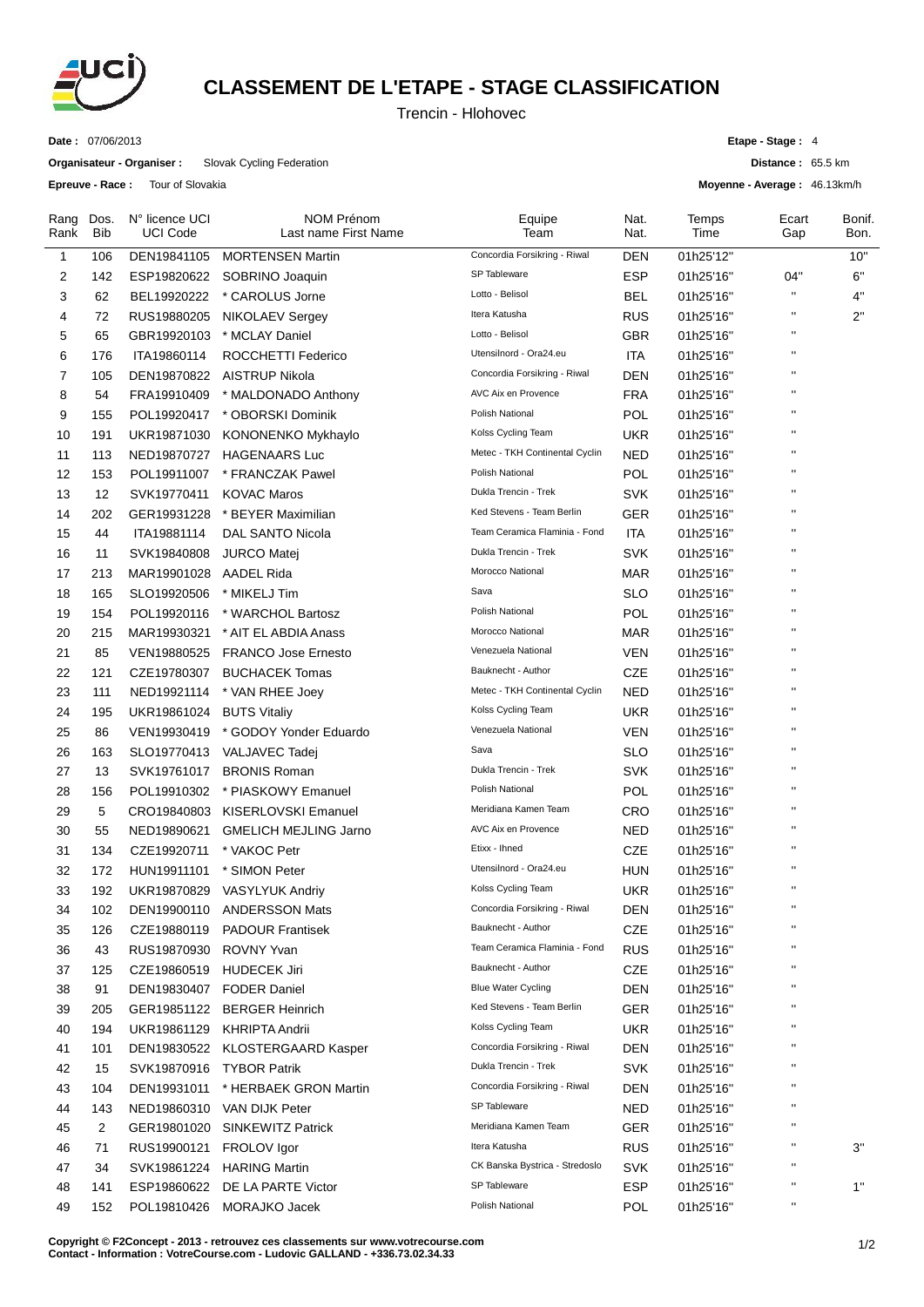# CLASSEMENT DE L'ETAPE - STAGE CLASSIFICATION

Trencin - Hlohovec

**Date :** 07/06/2013

**Organisateur - Organiser :** Slovak Cycling Federation

**Epreuve - Race :** Tour of Slovakia

**Etape - Stage :** 4

**Distance :** 65.5 km

**Moyenne - Average :** 46.13km/h

| Rang Rank | Dos. Bib | N° licence UCI UCI Code | NOM Prénom Last name First Name | Equipe Team | Nat. Nat. | Temps Time | Ecart Gap | Bonif. Bon. |
|---|---|---|---|---|---|---|---|---|
| 1 | 106 | DEN19841105 | MORTENSEN Martin | Concordia Forsikring - Riwal | DEN | 01h25'12'' | | 10'' |
| 2 | 142 | ESP19820622 | SOBRINO Joaquin | SP Tableware | ESP | 01h25'16'' | 04'' | 6'' |
| 3 | 62 | BEL19920222 | * CAROLUS Jorne | Lotto - Belisol | BEL | 01h25'16'' | '' | 4'' |
| 4 | 72 | RUS19880205 | NIKOLAEV Sergey | Itera Katusha | RUS | 01h25'16'' | '' | 2'' |
| 5 | 65 | GBR19920103 | * MCLAY Daniel | Lotto - Belisol | GBR | 01h25'16'' | '' | |
| 6 | 176 | ITA19860114 | ROCCHETTI Federico | Utensilnord - Ora24.eu | ITA | 01h25'16'' | '' | |
| 7 | 105 | DEN19870822 | AISTRUP Nikola | Concordia Forsikring - Riwal | DEN | 01h25'16'' | '' | |
| 8 | 54 | FRA19910409 | * MALDONADO Anthony | AVC Aix en Provence | FRA | 01h25'16'' | '' | |
| 9 | 155 | POL19920417 | * OBORSKI Dominik | Polish National | POL | 01h25'16'' | '' | |
| 10 | 191 | UKR19871030 | KONONENKO Mykhaylo | Kolss Cycling Team | UKR | 01h25'16'' | '' | |
| 11 | 113 | NED19870727 | HAGENAARS Luc | Metec - TKH Continental Cyclin | NED | 01h25'16'' | '' | |
| 12 | 153 | POL19911007 | * FRANCZAK Pawel | Polish National | POL | 01h25'16'' | '' | |
| 13 | 12 | SVK19770411 | KOVAC Maros | Dukla Trencin - Trek | SVK | 01h25'16'' | '' | |
| 14 | 202 | GER19931228 | * BEYER Maximilian | Ked Stevens - Team Berlin | GER | 01h25'16'' | '' | |
| 15 | 44 | ITA19881114 | DAL SANTO Nicola | Team Ceramica Flaminia - Fond | ITA | 01h25'16'' | '' | |
| 16 | 11 | SVK19840808 | JURCO Matej | Dukla Trencin - Trek | SVK | 01h25'16'' | '' | |
| 17 | 213 | MAR19901028 | AADEL Rida | Morocco National | MAR | 01h25'16'' | '' | |
| 18 | 165 | SLO19920506 | * MIKELJ Tim | Sava | SLO | 01h25'16'' | '' | |
| 19 | 154 | POL19920116 | * WARCHOL Bartosz | Polish National | POL | 01h25'16'' | '' | |
| 20 | 215 | MAR19930321 | * AIT EL ABDIA Anass | Morocco National | MAR | 01h25'16'' | '' | |
| 21 | 85 | VEN19880525 | FRANCO Jose Ernesto | Venezuela National | VEN | 01h25'16'' | '' | |
| 22 | 121 | CZE19780307 | BUCHACEK Tomas | Bauknecht - Author | CZE | 01h25'16'' | '' | |
| 23 | 111 | NED19921114 | * VAN RHEE Joey | Metec - TKH Continental Cyclin | NED | 01h25'16'' | '' | |
| 24 | 195 | UKR19861024 | BUTS Vitaliy | Kolss Cycling Team | UKR | 01h25'16'' | '' | |
| 25 | 86 | VEN19930419 | * GODOY Yonder Eduardo | Venezuela National | VEN | 01h25'16'' | '' | |
| 26 | 163 | SLO19770413 | VALJAVEC Tadej | Sava | SLO | 01h25'16'' | '' | |
| 27 | 13 | SVK19761017 | BRONIS Roman | Dukla Trencin - Trek | SVK | 01h25'16'' | '' | |
| 28 | 156 | POL19910302 | * PIASKOWY Emanuel | Polish National | POL | 01h25'16'' | '' | |
| 29 | 5 | CRO19840803 | KISERLOVSKI Emanuel | Meridiana Kamen Team | CRO | 01h25'16'' | '' | |
| 30 | 55 | NED19890621 | GMELICH MEJLING Jarno | AVC Aix en Provence | NED | 01h25'16'' | '' | |
| 31 | 134 | CZE19920711 | * VAKOC Petr | Etixx - Ihned | CZE | 01h25'16'' | '' | |
| 32 | 172 | HUN19911101 | * SIMON Peter | Utensilnord - Ora24.eu | HUN | 01h25'16'' | '' | |
| 33 | 192 | UKR19870829 | VASYLYUK Andriy | Kolss Cycling Team | UKR | 01h25'16'' | '' | |
| 34 | 102 | DEN19900110 | ANDERSSON Mats | Concordia Forsikring - Riwal | DEN | 01h25'16'' | '' | |
| 35 | 126 | CZE19880119 | PADOUR Frantisek | Bauknecht - Author | CZE | 01h25'16'' | '' | |
| 36 | 43 | RUS19870930 | ROVNY Yvan | Team Ceramica Flaminia - Fond | RUS | 01h25'16'' | '' | |
| 37 | 125 | CZE19860519 | HUDECEK Jiri | Bauknecht - Author | CZE | 01h25'16'' | '' | |
| 38 | 91 | DEN19830407 | FODER Daniel | Blue Water Cycling | DEN | 01h25'16'' | '' | |
| 39 | 205 | GER19851122 | BERGER Heinrich | Ked Stevens - Team Berlin | GER | 01h25'16'' | '' | |
| 40 | 194 | UKR19861129 | KHRIPTA Andrii | Kolss Cycling Team | UKR | 01h25'16'' | '' | |
| 41 | 101 | DEN19830522 | KLOSTERGAARD Kasper | Concordia Forsikring - Riwal | DEN | 01h25'16'' | '' | |
| 42 | 15 | SVK19870916 | TYBOR Patrik | Dukla Trencin - Trek | SVK | 01h25'16'' | '' | |
| 43 | 104 | DEN19931011 | * HERBAEK GRON Martin | Concordia Forsikring - Riwal | DEN | 01h25'16'' | '' | |
| 44 | 143 | NED19860310 | VAN DIJK Peter | SP Tableware | NED | 01h25'16'' | '' | |
| 45 | 2 | GER19801020 | SINKEWITZ Patrick | Meridiana Kamen Team | GER | 01h25'16'' | '' | |
| 46 | 71 | RUS19900121 | FROLOV Igor | Itera Katusha | RUS | 01h25'16'' | '' | 3'' |
| 47 | 34 | SVK19861224 | HARING Martin | CK Banska Bystrica - Stredoslo | SVK | 01h25'16'' | '' | |
| 48 | 141 | ESP19860622 | DE LA PARTE Victor | SP Tableware | ESP | 01h25'16'' | '' | 1'' |
| 49 | 152 | POL19810426 | MORAJKO Jacek | Polish National | POL | 01h25'16'' | '' | |

**Copyright © F2Concept - 2013 - retrouvez ces classements sur www.votrecourse.com**
**Contact - Information : VotreCourse.com - Ludovic GALLAND - +336.73.02.34.33**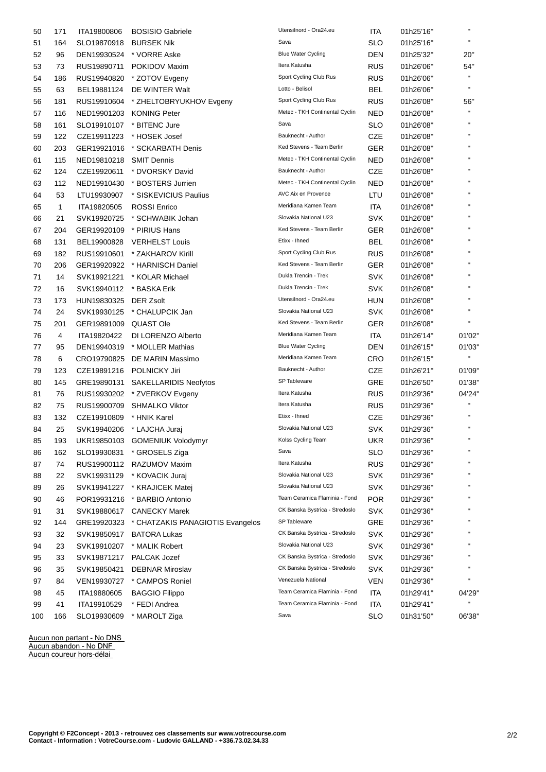| | | | | | | | |
|---|---|---|---|---|---|---|---|
| 50 | 171 | ITA19800806 | BOSISIO Gabriele | Utensilnord - Ora24.eu | ITA | 01h25'16'' | '' |
| 51 | 164 | SLO19870918 | BURSEK Nik | Sava | SLO | 01h25'16'' | '' |
| 52 | 96 | DEN19930524 | * VORRE Aske | Blue Water Cycling | DEN | 01h25'32'' | 20'' |
| 53 | 73 | RUS19890711 | POKIDOV Maxim | Itera Katusha | RUS | 01h26'06'' | 54'' |
| 54 | 186 | RUS19940820 | * ZOTOV Evgeny | Sport Cycling Club Rus | RUS | 01h26'06'' | '' |
| 55 | 63 | BEL19881124 | DE WINTER Walt | Lotto - Belisol | BEL | 01h26'06'' | '' |
| 56 | 181 | RUS19910604 | * ZHELTOBRYUKHOV Evgeny | Sport Cycling Club Rus | RUS | 01h26'08'' | 56'' |
| 57 | 116 | NED19901203 | KONING Peter | Metec - TKH Continental Cyclin | NED | 01h26'08'' | '' |
| 58 | 161 | SLO19910107 | * BITENC Jure | Sava | SLO | 01h26'08'' | '' |
| 59 | 122 | CZE19911223 | * HOSEK Josef | Bauknecht - Author | CZE | 01h26'08'' | '' |
| 60 | 203 | GER19921016 | * SCKARBATH Denis | Ked Stevens - Team Berlin | GER | 01h26'08'' | '' |
| 61 | 115 | NED19810218 | SMIT Dennis | Metec - TKH Continental Cyclin | NED | 01h26'08'' | '' |
| 62 | 124 | CZE19920611 | * DVORSKY David | Bauknecht - Author | CZE | 01h26'08'' | '' |
| 63 | 112 | NED19910430 | * BOSTERS Jurrien | Metec - TKH Continental Cyclin | NED | 01h26'08'' | '' |
| 64 | 53 | LTU19930907 | * SISKEVICIUS Paulius | AVC Aix en Provence | LTU | 01h26'08'' | '' |
| 65 | 1 | ITA19820505 | ROSSI Enrico | Meridiana Kamen Team | ITA | 01h26'08'' | '' |
| 66 | 21 | SVK19920725 | * SCHWABIK Johan | Slovakia National U23 | SVK | 01h26'08'' | '' |
| 67 | 204 | GER19920109 | * PIRIUS Hans | Ked Stevens - Team Berlin | GER | 01h26'08'' | '' |
| 68 | 131 | BEL19900828 | VERHELST Louis | Etixx - Ihned | BEL | 01h26'08'' | '' |
| 69 | 182 | RUS19910601 | * ZAKHAROV Kirill | Sport Cycling Club Rus | RUS | 01h26'08'' | '' |
| 70 | 206 | GER19920922 | * HARNISCH Daniel | Ked Stevens - Team Berlin | GER | 01h26'08'' | '' |
| 71 | 14 | SVK19921221 | * KOLAR Michael | Dukla Trencin - Trek | SVK | 01h26'08'' | '' |
| 72 | 16 | SVK19940112 | * BASKA Erik | Dukla Trencin - Trek | SVK | 01h26'08'' | '' |
| 73 | 173 | HUN19830325 | DER Zsolt | Utensilnord - Ora24.eu | HUN | 01h26'08'' | '' |
| 74 | 24 | SVK19930125 | * CHALUPCIK Jan | Slovakia National U23 | SVK | 01h26'08'' | '' |
| 75 | 201 | GER19891009 | QUAST Ole | Ked Stevens - Team Berlin | GER | 01h26'08'' | '' |
| 76 | 4 | ITA19820422 | DI LORENZO Alberto | Meridiana Kamen Team | ITA | 01h26'14'' | 01'02'' |
| 77 | 95 | DEN19940319 | * MOLLER Mathias | Blue Water Cycling | DEN | 01h26'15'' | 01'03'' |
| 78 | 6 | CRO19790825 | DE MARIN Massimo | Meridiana Kamen Team | CRO | 01h26'15'' | '' |
| 79 | 123 | CZE19891216 | POLNICKY Jiri | Bauknecht - Author | CZE | 01h26'21'' | 01'09'' |
| 80 | 145 | GRE19890131 | SAKELLARIDIS Neofytos | SP Tableware | GRE | 01h26'50'' | 01'38'' |
| 81 | 76 | RUS19930202 | * ZVERKOV Evgeny | Itera Katusha | RUS | 01h29'36'' | 04'24'' |
| 82 | 75 | RUS19900709 | SHMALKO Viktor | Itera Katusha | RUS | 01h29'36'' | '' |
| 83 | 132 | CZE19910809 | * HNIK Karel | Etixx - Ihned | CZE | 01h29'36'' | '' |
| 84 | 25 | SVK19940206 | * LAJCHA Juraj | Slovakia National U23 | SVK | 01h29'36'' | '' |
| 85 | 193 | UKR19850103 | GOMENIUK Volodymyr | Kolss Cycling Team | UKR | 01h29'36'' | '' |
| 86 | 162 | SLO19930831 | * GROSELS Ziga | Sava | SLO | 01h29'36'' | '' |
| 87 | 74 | RUS19900112 | RAZUMOV Maxim | Itera Katusha | RUS | 01h29'36'' | '' |
| 88 | 22 | SVK19931129 | * KOVACIK Juraj | Slovakia National U23 | SVK | 01h29'36'' | '' |
| 89 | 26 | SVK19941227 | * KRAJICEK Matej | Slovakia National U23 | SVK | 01h29'36'' | '' |
| 90 | 46 | POR19931216 | * BARBIO Antonio | Team Ceramica Flaminia - Fond | POR | 01h29'36'' | '' |
| 91 | 31 | SVK19880617 | CANECKY Marek | CK Banska Bystrica - Stredoslo | SVK | 01h29'36'' | '' |
| 92 | 144 | GRE19920323 | * CHATZAKIS PANAGIOTIS Evangelos | SP Tableware | GRE | 01h29'36'' | '' |
| 93 | 32 | SVK19850917 | BATORA Lukas | CK Banska Bystrica - Stredoslo | SVK | 01h29'36'' | '' |
| 94 | 23 | SVK19910207 | * MALIK Robert | Slovakia National U23 | SVK | 01h29'36'' | '' |
| 95 | 33 | SVK19871217 | PALCAK Jozef | CK Banska Bystrica - Stredoslo | SVK | 01h29'36'' | '' |
| 96 | 35 | SVK19850421 | DEBNAR Miroslav | CK Banska Bystrica - Stredoslo | SVK | 01h29'36'' | '' |
| 97 | 84 | VEN19930727 | * CAMPOS Roniel | Venezuela National | VEN | 01h29'36'' | '' |
| 98 | 45 | ITA19880605 | BAGGIO Filippo | Team Ceramica Flaminia - Fond | ITA | 01h29'41'' | 04'29'' |
| 99 | 41 | ITA19910529 | * FEDI Andrea | Team Ceramica Flaminia - Fond | ITA | 01h29'41'' | '' |
| 100 | 166 | SLO19930609 | * MAROLT Ziga | Sava | SLO | 01h31'50'' | 06'38'' |

Aucun non partant - No DNS
Aucun abandon - No DNF
Aucun coureur hors-délai

**Copyright © F2Concept - 2013 - retrouvez ces classements sur www.votrecourse.com**
**Contact - Information : VotreCourse.com - Ludovic GALLAND - +336.73.02.34.33**